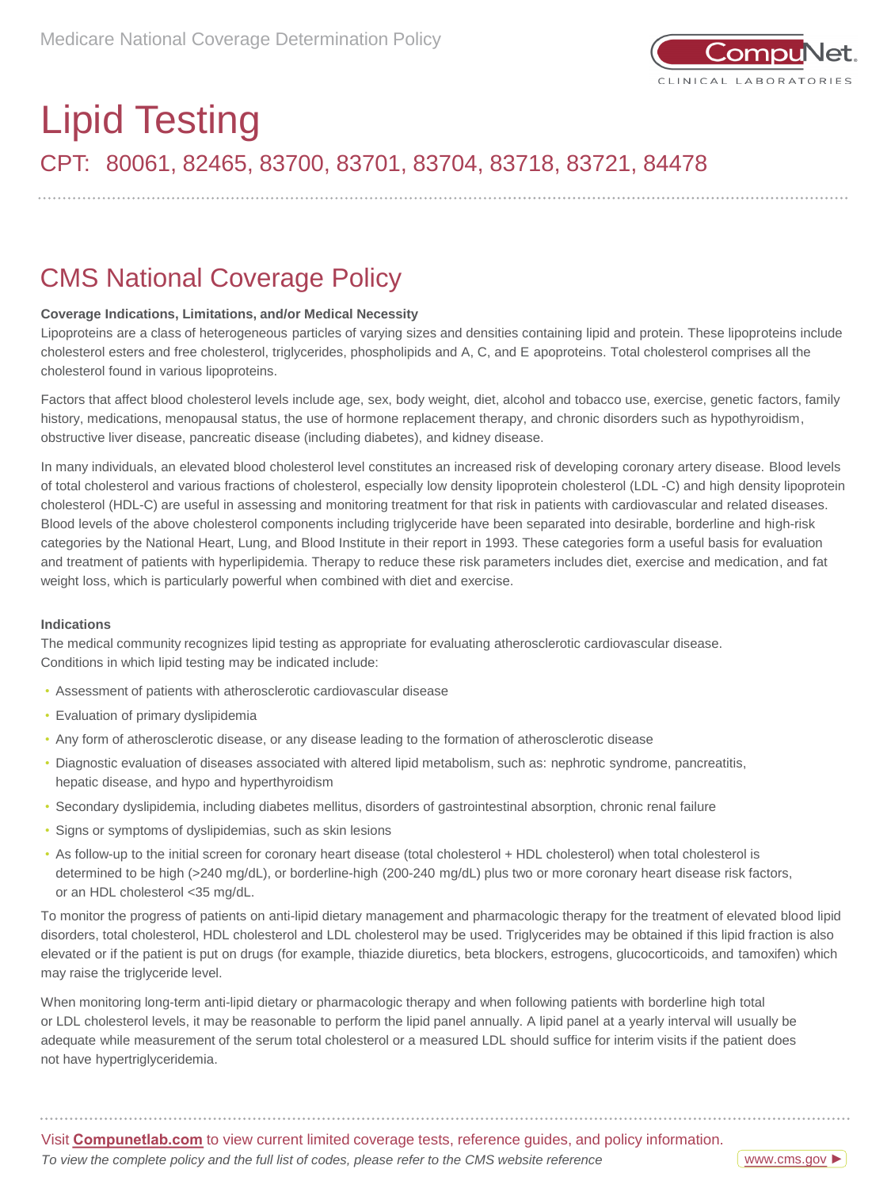# Lipid Testing

## CPT: 80061, 82465, 83700, 83701, 83704, 83718, 83721, 84478

## CMS National Coverage Policy

**Coverage Indications, Limitations, and/or Medical Necessity**

Lipoproteins are a class of heterogeneous particles of varying sizes and densities containing lipid and protein. These lipoproteins include cholesterol esters and free cholesterol, triglycerides, phospholipids and A, C, and E apoproteins. Total cholesterol comprises all the cholesterol found in various lipoproteins.

Factors that affect blood cholesterol levels include age, sex, body weight, diet, alcohol and tobacco use, exercise, genetic factors, family history, medications, menopausal status, the use of hormone replacement therapy, and chronic disorders such as hypothyroidism, obstructive liver disease, pancreatic disease (including diabetes), and kidney disease.

In many individuals, an elevated blood cholesterol level constitutes an increased risk of developing coronary artery disease. Blood levels of total cholesterol and various fractions of cholesterol, especially low density lipoprotein cholesterol (LDL -C) and high density lipoprotein cholesterol (HDL-C) are useful in assessing and monitoring treatment for that risk in patients with cardiovascular and related diseases. Blood levels of the above cholesterol components including triglyceride have been separated into desirable, borderline and high-risk categories by the National Heart, Lung, and Blood Institute in their report in 1993. These categories form a useful basis for evaluation and treatment of patients with hyperlipidemia. Therapy to reduce these risk parameters includes diet, exercise and medication, and fat weight loss, which is particularly powerful when combined with diet and exercise.

**Indications**

The medical community recognizes lipid testing as appropriate for evaluating atherosclerotic cardiovascular disease. Conditions in which lipid testing may be indicated include:

- Assessment of patients with atherosclerotic cardiovascular disease
- Evaluation of primary dyslipidemia
- Any form of atherosclerotic disease, or any disease leading to the formation of atherosclerotic disease
- Diagnostic evaluation of diseases associated with altered lipid metabolism, such as: nephrotic syndrome, pancreatitis, hepatic disease, and hypo and hyperthyroidism
- Secondary dyslipidemia, including diabetes mellitus, disorders of gastrointestinal absorption, chronic renal failure
- Signs or symptoms of dyslipidemias, such as skin lesions
- As follow-up to the initial screen for coronary heart disease (total cholesterol + HDL cholesterol) when total cholesterol is determined to be high (>240 mg/dL), or borderline-high (200-240 mg/dL) plus two or more coronary heart disease risk factors, or an HDL cholesterol <35 mg/dL.

To monitor the progress of patients on anti-lipid dietary management and pharmacologic therapy for the treatment of elevated blood lipid disorders, total cholesterol, HDL cholesterol and LDL cholesterol may be used. Triglycerides may be obtained if this lipid fraction is also elevated or if the patient is put on drugs (for example, thiazide diuretics, beta blockers, estrogens, glucocorticoids, and tamoxifen) which may raise the triglyceride level.

When monitoring long-term anti-lipid dietary or pharmacologic therapy and when following patients with borderline high total or LDL cholesterol levels, it may be reasonable to perform the lipid panel annually. A lipid panel at a yearly interval will usually be adequate while measurement of the serum total cholesterol or a measured LDL should suffice for interim visits if the patient does not have hypertriglyceridemia.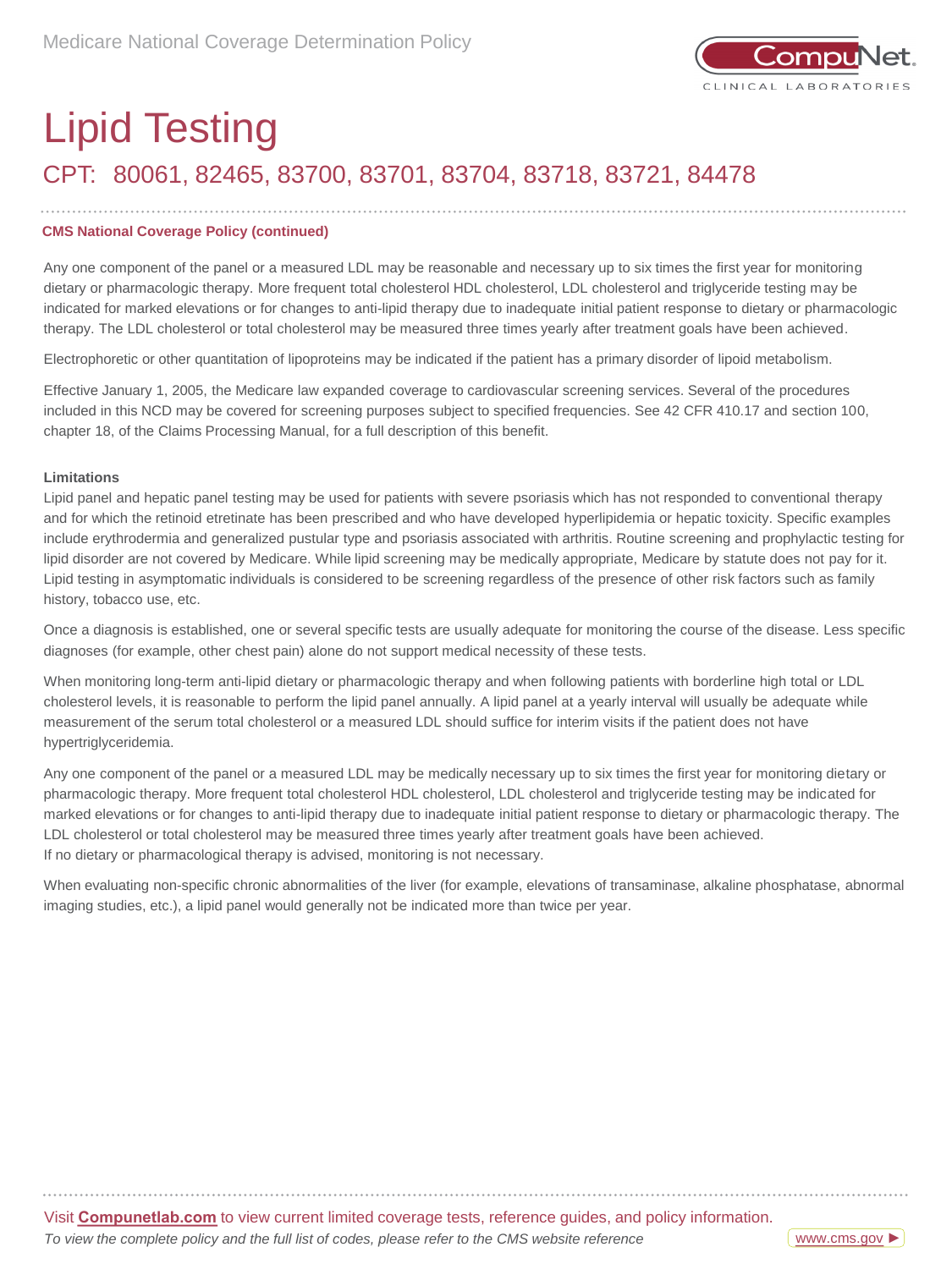# Lipid Testing

## CPT: 80061, 82465, 83700, 83701, 83704, 83718, 83721, 84478

**CMS National Coverage Policy (continued)**

Any one component of the panel or a measured LDL may be reasonable and necessary up to six times the first year for monitoring dietary or pharmacologic therapy. More frequent total cholesterol HDL cholesterol, LDL cholesterol and triglyceride testing may be indicated for marked elevations or for changes to anti-lipid therapy due to inadequate initial patient response to dietary or pharmacologic therapy. The LDL cholesterol or total cholesterol may be measured three times yearly after treatment goals have been achieved.

Electrophoretic or other quantitation of lipoproteins may be indicated if the patient has a primary disorder of lipoid metabolism.

Effective January 1, 2005, the Medicare law expanded coverage to cardiovascular screening services. Several of the procedures included in this NCD may be covered for screening purposes subject to specified frequencies. See 42 CFR 410.17 and section 100, chapter 18, of the Claims Processing Manual, for a full description of this benefit.

**Limitations**

Lipid panel and hepatic panel testing may be used for patients with severe psoriasis which has not responded to conventional therapy and for which the retinoid etretinate has been prescribed and who have developed hyperlipidemia or hepatic toxicity. Specific examples include erythrodermia and generalized pustular type and psoriasis associated with arthritis. Routine screening and prophylactic testing for lipid disorder are not covered by Medicare. While lipid screening may be medically appropriate, Medicare by statute does not pay for it. Lipid testing in asymptomatic individuals is considered to be screening regardless of the presence of other risk factors such as family history, tobacco use, etc.

Once a diagnosis is established, one or several specific tests are usually adequate for monitoring the course of the disease. Less specific diagnoses (for example, other chest pain) alone do not support medical necessity of these tests.

When monitoring long-term anti-lipid dietary or pharmacologic therapy and when following patients with borderline high total or LDL cholesterol levels, it is reasonable to perform the lipid panel annually. A lipid panel at a yearly interval will usually be adequate while measurement of the serum total cholesterol or a measured LDL should suffice for interim visits if the patient does not have hypertriglyceridemia.

Any one component of the panel or a measured LDL may be medically necessary up to six times the first year for monitoring dietary or pharmacologic therapy. More frequent total cholesterol HDL cholesterol, LDL cholesterol and triglyceride testing may be indicated for marked elevations or for changes to anti-lipid therapy due to inadequate initial patient response to dietary or pharmacologic therapy. The LDL cholesterol or total cholesterol may be measured three times yearly after treatment goals have been achieved.
If no dietary or pharmacological therapy is advised, monitoring is not necessary.

When evaluating non-specific chronic abnormalities of the liver (for example, elevations of transaminase, alkaline phosphatase, abnormal imaging studies, etc.), a lipid panel would generally not be indicated more than twice per year.

Visit **Compunetlab.com** to view current limited coverage tests, reference guides, and policy information.

*To view the complete policy and the full list of codes, please refer to the CMS website reference* www.cms.gov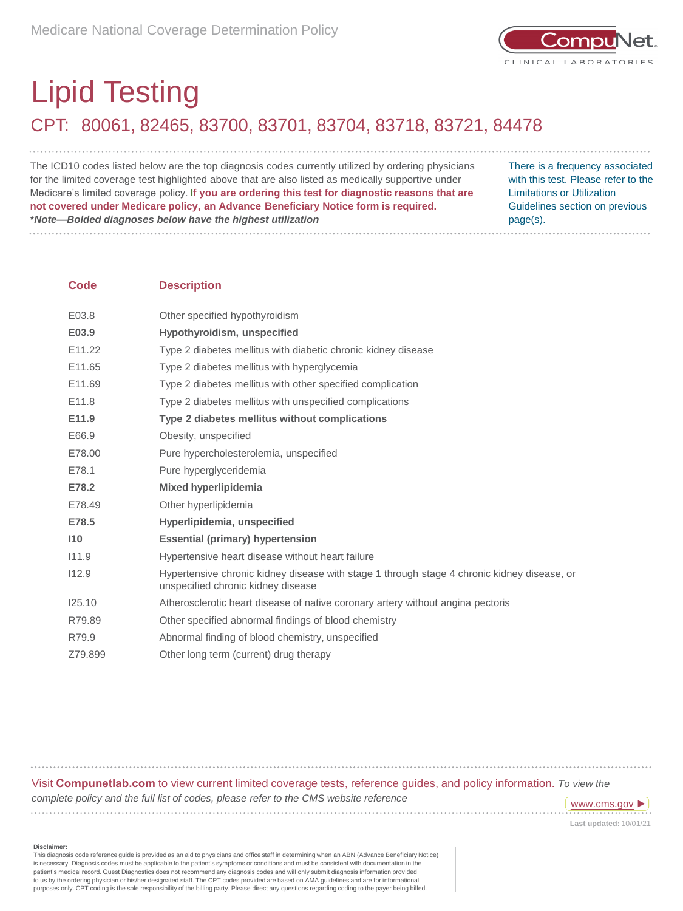Medicare National Coverage Determination Policy

CompuNet CLINICAL LABORATORIES

# Lipid Testing

## CPT: 80061, 82465, 83700, 83701, 83704, 83718, 83721, 84478

The ICD10 codes listed below are the top diagnosis codes currently utilized by ordering physicians for the limited coverage test highlighted above that are also listed as medically supportive under Medicare's limited coverage policy. **If you are ordering this test for diagnostic reasons that are not covered under Medicare policy, an Advance Beneficiary Notice form is required.**
***Note—Bolded diagnoses below have the highest utilization***

There is a frequency associated with this test. Please refer to the Limitations or Utilization Guidelines section on previous page(s).

| Code | Description |
|---|---|
| E03.8 | Other specified hypothyroidism |
| **E03.9** | **Hypothyroidism, unspecified** |
| E11.22 | Type 2 diabetes mellitus with diabetic chronic kidney disease |
| E11.65 | Type 2 diabetes mellitus with hyperglycemia |
| E11.69 | Type 2 diabetes mellitus with other specified complication |
| E11.8 | Type 2 diabetes mellitus with unspecified complications |
| **E11.9** | **Type 2 diabetes mellitus without complications** |
| E66.9 | Obesity, unspecified |
| E78.00 | Pure hypercholesterolemia, unspecified |
| E78.1 | Pure hyperglyceridemia |
| **E78.2** | **Mixed hyperlipidemia** |
| E78.49 | Other hyperlipidemia |
| **E78.5** | **Hyperlipidemia, unspecified** |
| **I10** | **Essential (primary) hypertension** |
| I11.9 | Hypertensive heart disease without heart failure |
| I12.9 | Hypertensive chronic kidney disease with stage 1 through stage 4 chronic kidney disease, or unspecified chronic kidney disease |
| I25.10 | Atherosclerotic heart disease of native coronary artery without angina pectoris |
| R79.89 | Other specified abnormal findings of blood chemistry |
| R79.9 | Abnormal finding of blood chemistry, unspecified |
| Z79.899 | Other long term (current) drug therapy |

Visit **Compunetlab.com** to view current limited coverage tests, reference guides, and policy information. *To view the complete policy and the full list of codes, please refer to the CMS website reference*

www.cms.gov ►

**Last updated:** 10/01/21

**Disclaimer:**
This diagnosis code reference guide is provided as an aid to physicians and office staff in determining when an ABN (Advance Beneficiary Notice) is necessary. Diagnosis codes must be applicable to the patient's symptoms or conditions and must be consistent with documentation in the patient's medical record. Quest Diagnostics does not recommend any diagnosis codes and will only submit diagnosis information provided to us by the ordering physician or his/her designated staff. The CPT codes provided are based on AMA guidelines and are for informational purposes only. CPT coding is the sole responsibility of the billing party. Please direct any questions regarding coding to the payer being billed.